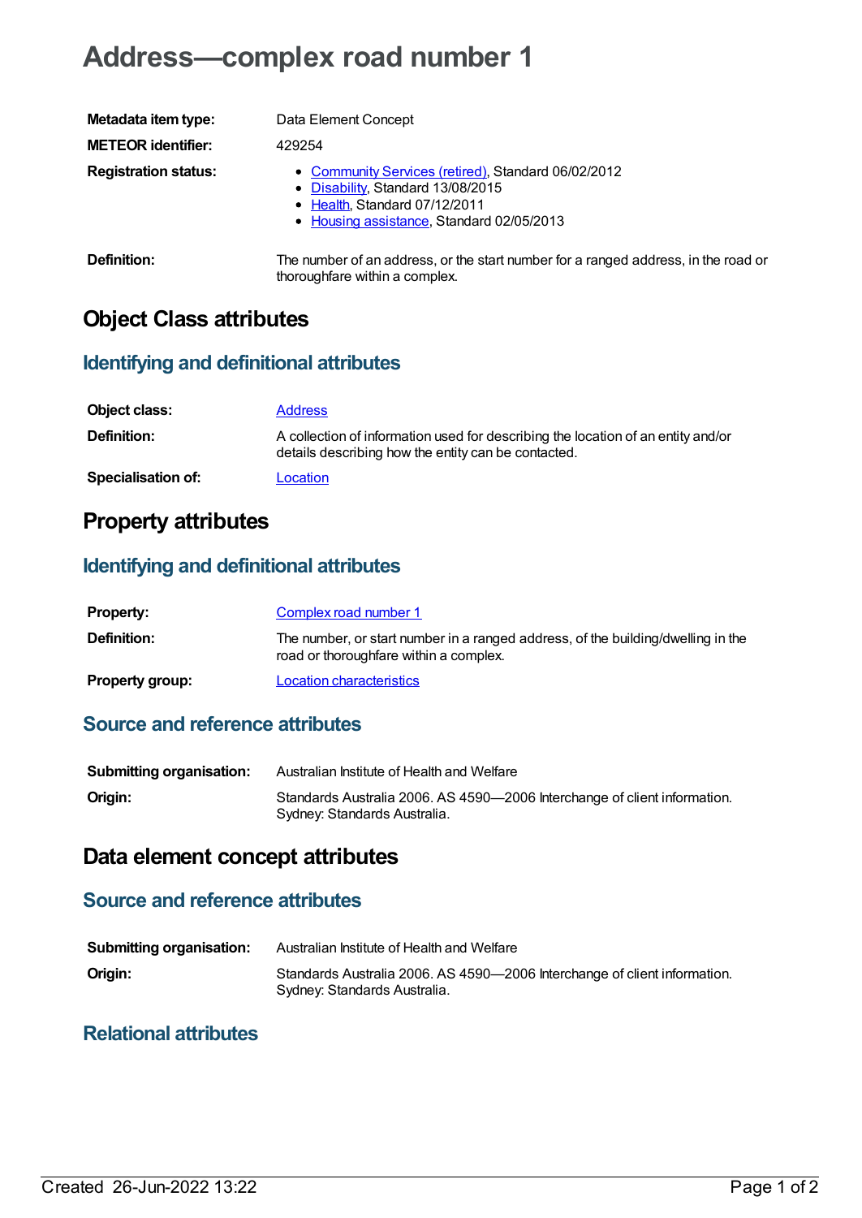# Address—complex road number 1

| | |
|---|---|
| **Metadata item type:** | Data Element Concept |
| **METEOR identifier:** | 429254 |
| **Registration status:** | • Community Services (retired), Standard 06/02/2012<br>• Disability, Standard 13/08/2015<br>• Health, Standard 07/12/2011<br>• Housing assistance, Standard 02/05/2013 |
| **Definition:** | The number of an address, or the start number for a ranged address, in the road or thoroughfare within a complex. |

## Object Class attributes

### Identifying and definitional attributes

| | |
|---|---|
| **Object class:** | Address |
| **Definition:** | A collection of information used for describing the location of an entity and/or details describing how the entity can be contacted. |
| **Specialisation of:** | Location |

## Property attributes

### Identifying and definitional attributes

| | |
|---|---|
| **Property:** | Complex road number 1 |
| **Definition:** | The number, or start number in a ranged address, of the building/dwelling in the road or thoroughfare within a complex. |
| **Property group:** | Location characteristics |

### Source and reference attributes

| | |
|---|---|
| **Submitting organisation:** | Australian Institute of Health and Welfare |
| **Origin:** | Standards Australia 2006. AS 4590—2006 Interchange of client information. Sydney: Standards Australia. |

## Data element concept attributes

### Source and reference attributes

| | |
|---|---|
| **Submitting organisation:** | Australian Institute of Health and Welfare |
| **Origin:** | Standards Australia 2006. AS 4590—2006 Interchange of client information. Sydney: Standards Australia. |

### Relational attributes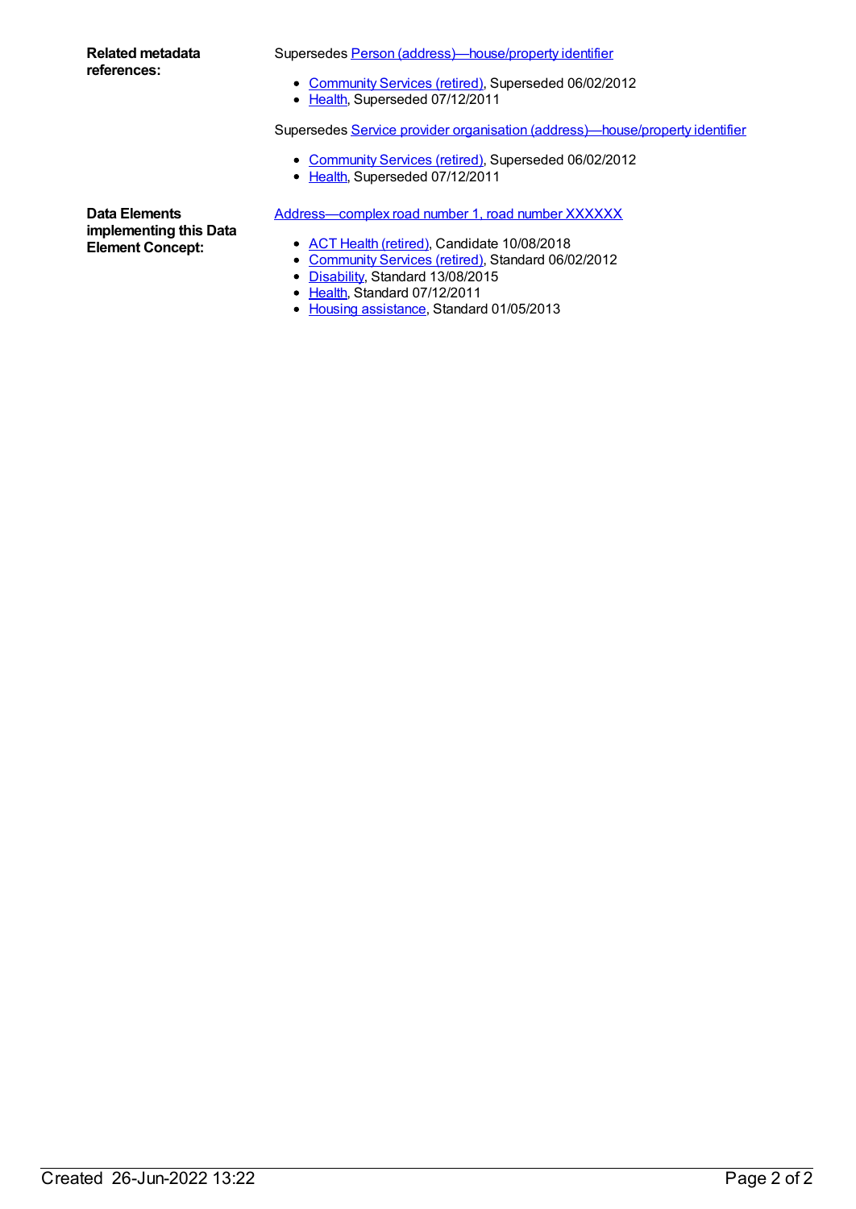**Related metadata references:**

Supersedes Person (address)—house/property identifier

- Community Services (retired), Superseded 06/02/2012
- Health, Superseded 07/12/2011

Supersedes Service provider organisation (address)—house/property identifier

- Community Services (retired), Superseded 06/02/2012
- Health, Superseded 07/12/2011

**Data Elements implementing this Data Element Concept:**

Address—complex road number 1, road number XXXXXX

- ACT Health (retired), Candidate 10/08/2018
- Community Services (retired), Standard 06/02/2012
- Disability, Standard 13/08/2015
- Health, Standard 07/12/2011
- Housing assistance, Standard 01/05/2013